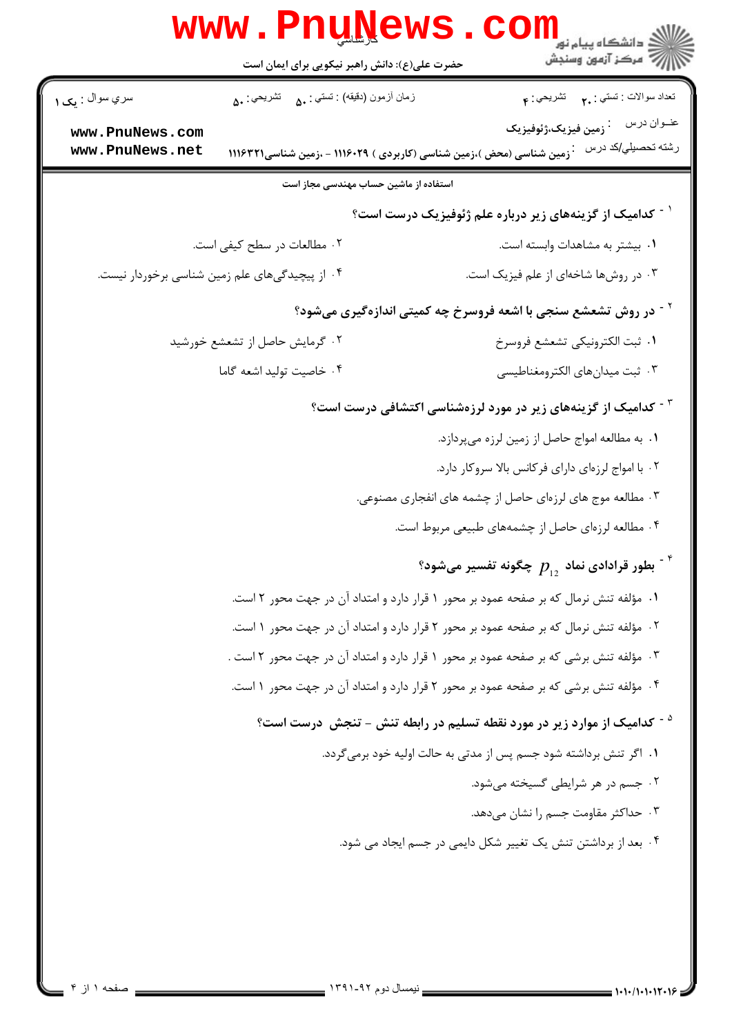کارشناسی

حضرت علی(ع): دانش راهبر نیکویی برای ایمان است

دانشگاه پیام نور
مرکز آزمون وسنجش

تعداد سوالات : تستی : ۲۰ تشریحی : ۴

زمان آزمون (دقیقه) : تستی : ۵۰ تشریحی : ۵۰

سري سوال : یک ۱

عنــوان درس : زمین فیزیک،ژئوفیزیک

رشته تحصيلي/کد درس : زمین شناسی (محض )،زمین شناسی (کاربردی ) ۱۱۱۶۰۲۹ - ،زمین شناسی۱۱۱۶۳۲۱

استفاده از ماشین حساب مهندسی مجاز است

۱ - کدامیک از گزینه‌های زیر درباره علم ژئوفیزیک درست است؟

۱. بیشتر به مشاهدات وابسته است.

۲. مطالعات در سطح کیفی است.

۳. در روش‌ها شاخه‌ای از علم فیزیک است.

۴. از پیچیدگی‌های علم زمین شناسی برخوردار نیست.

۲ - در روش تشعشع سنجی با اشعه فروسرخ چه کمیتی اندازه‌گیری می‌شود؟

۱. ثبت الکترونیکی تشعشع فروسرخ

۲. گرمایش حاصل از تشعشع خورشید

۳. ثبت میدان‌های الکترومغناطیسی

۴. خاصیت تولید اشعه گاما

۳ - کدامیک از گزینه‌های زیر در مورد لرزه‌شناسی اکتشافی درست است؟

۱. به مطالعه امواج حاصل از زمین لرزه می‌پردازد.

۲. با امواج لرزه‌ای دارای فرکانس بالا سروکار دارد.

۳. مطالعه موج های لرزه‌ای حاصل از چشمه های انفجاری مصنوعی.

۴. مطالعه لرزه‌ای حاصل از چشمه‌های طبیعی مربوط است.

۴ - بطور قرادادی نماد $p_{12}$ چگونه تفسیر می‌شود؟

۱. مؤلفه تنش نرمال که بر صفحه عمود بر محور ۱ قرار دارد و امتداد آن در جهت محور ۲ است.

۲. مؤلفه تنش نرمال که بر صفحه عمود بر محور ۲ قرار دارد و امتداد آن در جهت محور ۱ است.

۳. مؤلفه تنش برشی که بر صفحه عمود بر محور ۱ قرار دارد و امتداد آن در جهت محور ۲ است .

۴. مؤلفه تنش برشی که بر صفحه عمود بر محور ۲ قرار دارد و امتداد آن در جهت محور ۱ است.

۵ - کدامیک از موارد زیر در مورد نقطه تسلیم در رابطه تنش - تنجش درست است؟

۱. اگر تنش برداشته شود جسم پس از مدتی به حالت اولیه خود برمی‌گردد.

۲. جسم در هر شرایطی گسیخته می‌شود.

۳. حداکثر مقاومت جسم را نشان می‌دهد.

۴. بعد از برداشتن تنش یک تغییر شکل دایمی در جسم ایجاد می شود.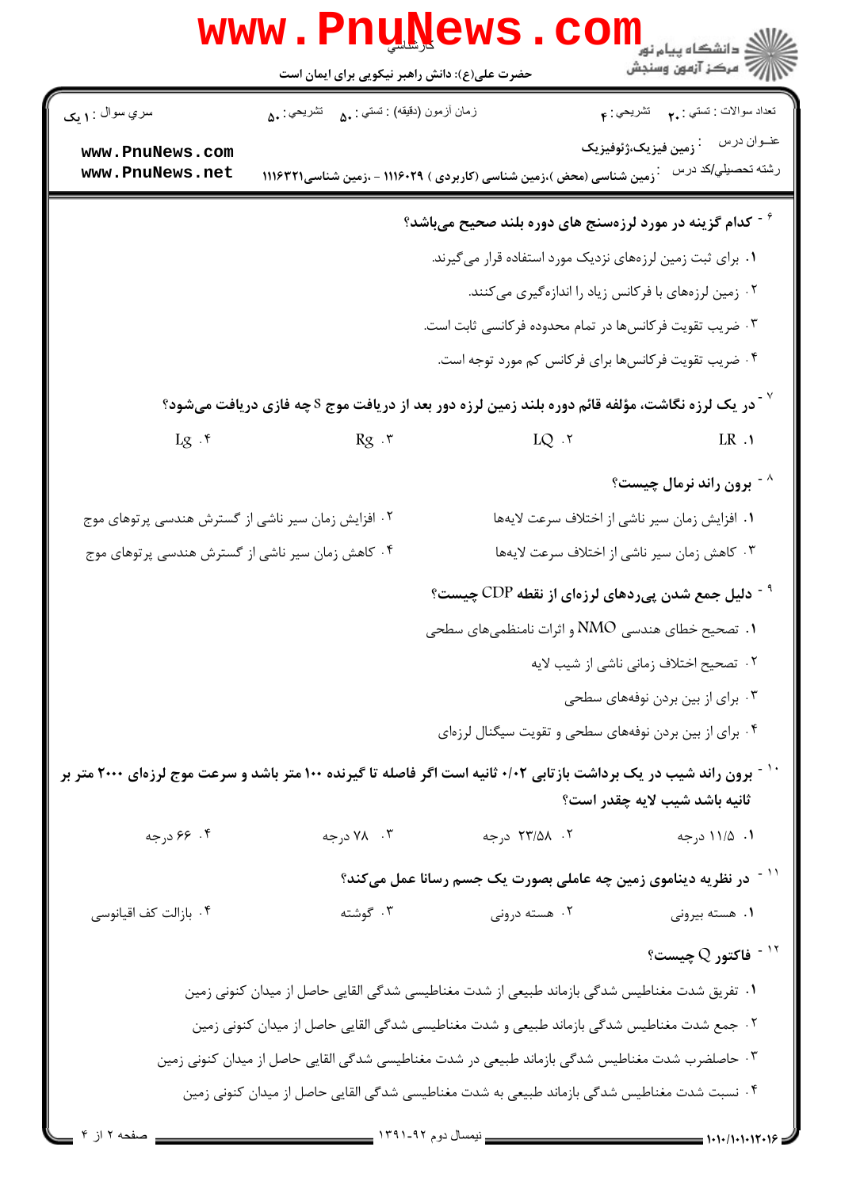۶ - **کدام گزینه در مورد لرزه‌سنج های دوره بلند صحیح می‌باشد؟**

۱. برای ثبت زمین لرزه‌های نزدیک مورد استفاده قرار می‌گیرند.

۲. زمین لرزه‌های با فرکانس زیاد را اندازه‌گیری می‌کنند.

۳. ضریب تقویت فرکانس‌ها در تمام محدوده فرکانسی ثابت است.

۴. ضریب تقویت فرکانس‌ها برای فرکانس کم مورد توجه است.

۷ - **در یک لرزه نگاشت، مؤلفه قائم دوره بلند زمین لرزه دور بعد از دریافت موج S چه فازی دریافت می‌شود؟**

۱. LR

۲. LQ

۳. Rg

۴. Lg

۸ - **برون راند نرمال چیست؟**

۱. افزایش زمان سیر ناشی از اختلاف سرعت لایه‌ها

۲. افزایش زمان سیر ناشی از گسترش هندسی پرتوهای موج

۳. کاهش زمان سیر ناشی از اختلاف سرعت لایه‌ها

۴. کاهش زمان سیر ناشی از گسترش هندسی پرتوهای موج

۹ - **دلیل جمع شدن پی‌ردهای لرزه‌ای از نقطه CDP چیست؟**

۱. تصحیح خطای هندسی NMO و اثرات نامنظمی‌های سطحی

۲. تصحیح اختلاف زمانی ناشی از شیب لایه

۳. برای از بین بردن نوفه‌های سطحی

۴. برای از بین بردن نوفه‌های سطحی و تقویت سیگنال لرزه‌ای

۱۰ - **برون راند شیب در یک برداشت بازتابی ۰/۰۲ ثانیه است اگر فاصله تا گیرنده ۱۰۰ متر باشد و سرعت موج لرزه‌ای ۲۰۰۰ متر بر ثانیه باشد شیب لایه چقدر است؟**

۱. ۱۱/۵ درجه

۲. ۲۳/۵۸ درجه

۳. ۷۸ درجه

۴. ۶۶ درجه

۱۱ - **در نظریه دیناموی زمین چه عاملی بصورت یک جسم رسانا عمل می‌کند؟**

۱. هسته بیرونی

۲. هسته درونی

۳. گوشته

۴. بازالت کف اقیانوسی

۱۲ - **فاکتور Q چیست؟**

۱. تفریق شدت مغناطیس شدگی بازماند طبیعی از شدت مغناطیسی شدگی القایی حاصل از میدان کنونی زمین

۲. جمع شدت مغناطیس شدگی بازماند طبیعی و شدت مغناطیسی شدگی القایی حاصل از میدان کنونی زمین

۳. حاصلضرب شدت مغناطیس شدگی بازماند طبیعی در شدت مغناطیسی شدگی القایی حاصل از میدان کنونی زمین

۴. نسبت شدت مغناطیس شدگی بازماند طبیعی به شدت مغناطیسی شدگی القایی حاصل از میدان کنونی زمین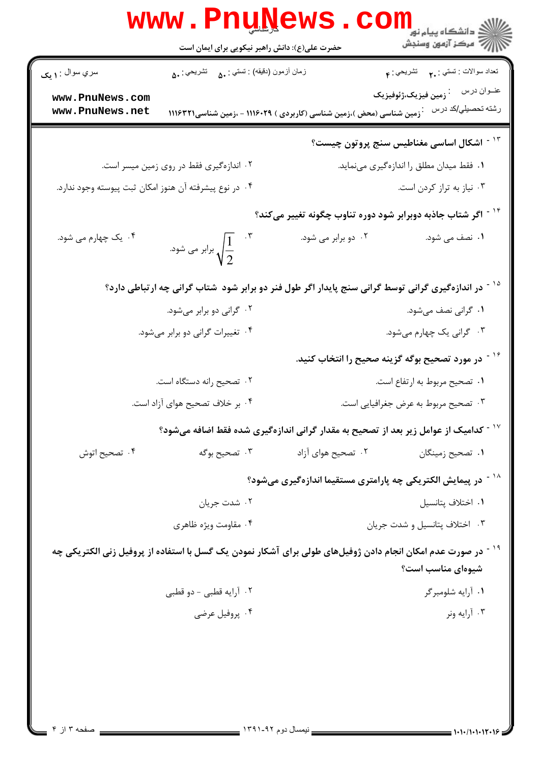۱۳ - اشکال اساسی مغناطیس سنج پروتون چیست؟

۱. فقط میدان مطلق را اندازه‌گیری می‌نماید.

۲. اندازه‌گیری فقط در روی زمین میسر است.

۳. نیاز به تراز کردن است.

۴. در نوع پیشرفته آن هنوز امکان ثبت پیوسته وجود ندارد.

۱۴ - اگر شتاب جاذبه دوبرابر شود دوره تناوب چگونه تغییر می‌کند؟

۱. نصف می شود.

۲. دو برابر می شود.

۳. $\sqrt{\frac{1}{2}}$ برابر می شود.

۴. یک چهارم می شود.

۱۵ - در اندازه‌گیری گرانی توسط گرانی سنج پایدار اگر طول فنر دو برابر شود شتاب گرانی چه ارتباطی دارد؟

۱. گرانی نصف می‌شود.

۲. گرانی دو برابر می‌شود.

۳. گرانی یک چهارم می‌شود.

۴. تغییرات گرانی دو برابر می‌شود.

۱۶ - در مورد تصحیح بوگه گزینه صحیح را انتخاب کنید.

۱. تصحیح مربوط به ارتفاع است.

۲. تصحیح رانه دستگاه است.

۳. تصحیح مربوط به عرض جغرافیایی است.

۴. بر خلاف تصحیح هوای آزاد است.

۱۷ - کدامیک از عوامل زیر بعد از تصحیح به مقدار گرانی اندازه‌گیری شده فقط اضافه می‌شود؟

۱. تصحیح زمینگان

۲. تصحیح هوای آزاد

۳. تصحیح بوگه

۴. تصحیح اتوش

۱۸ - در پیمایش الکتریکی چه پارامتری مستقیما اندازه‌گیری می‌شود؟

۱. اختلاف پتانسیل

۲. شدت جریان

۳. اختلاف پتانسیل و شدت جریان

۴. مقاومت ویژه ظاهری

۱۹ - در صورت عدم امکان انجام دادن ژوفیل‌های طولی برای آشکار نمودن یک گسل با استفاده از پروفیل زنی الکتریکی چه شیوه‌ای مناسب است؟

۱. آرایه شلومبرگر

۲. آرایه قطبی - دو قطبی

۳. آرایه ونر

۴. پروفیل عرضی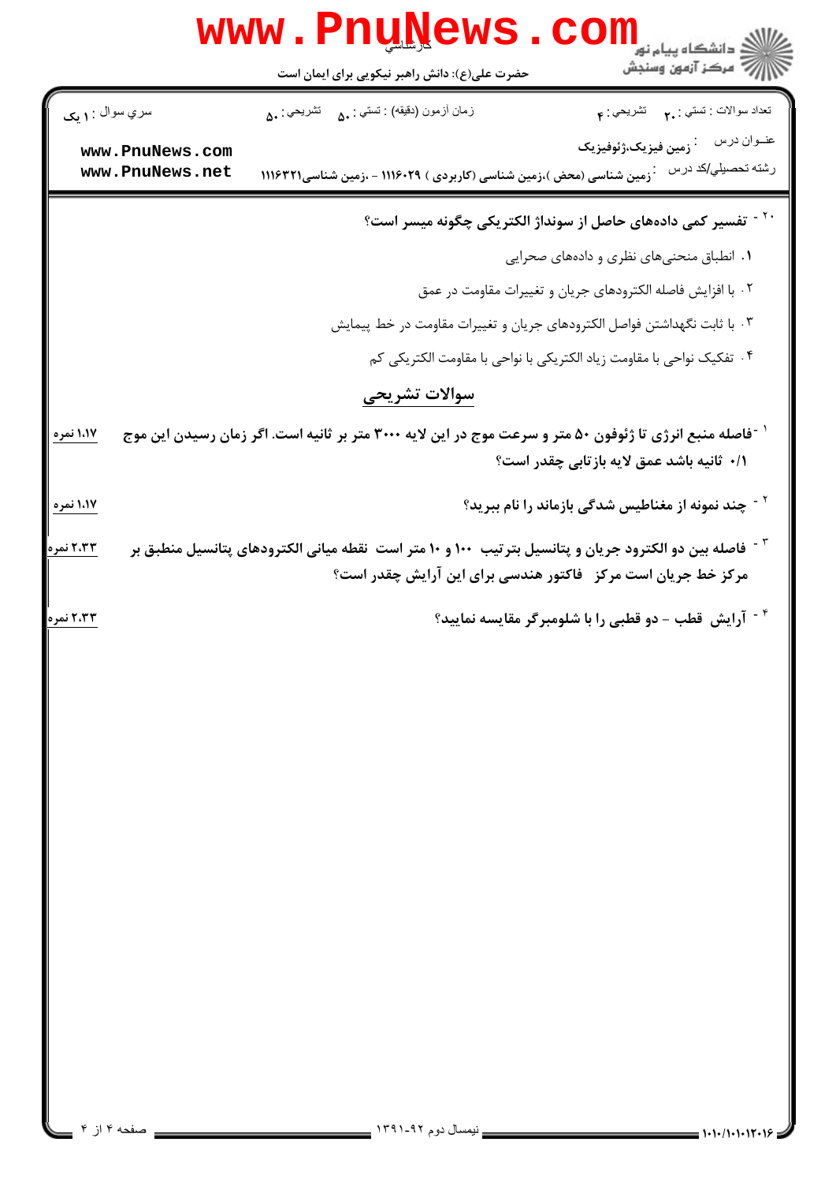سري سوال : ۱ یک

زمان آزمون (دقیقه) : تستی : ۵۰ تشریحی : ۵۰

تعداد سوالات : تستی : ۲۰ تشریحی : ۴

عنوان درس : زمین فیزیک،ژئوفیزیک

رشته تحصیلی/کد درس : زمین شناسی (محض )،زمین شناسی (کاربردی ) ۱۱۱۶۰۲۹ - ،زمین شناسی۱۱۱۶۳۲۱

۲۰ - تفسیر کمی داده‌های حاصل از سونداژ الکتریکی چگونه میسر است؟

۱. انطباق منحنی‌های نظری و داده‌های صحرایی

۲. با افزایش فاصله الکترودهای جریان و تغییرات مقاومت در عمق

۳. با ثابت نگهداشتن فواصل الکترودهای جریان و تغییرات مقاومت در خط پیمایش

۴. تفکیک نواحی با مقاومت زیاد الکتریکی با نواحی با مقاومت الکتریکی کم

## سوالات تشریحی

۱ - فاصله منبع انرژی تا ژئوفون ۵۰ متر و سرعت موج در این لایه ۳۰۰۰ متر بر ثانیه است. اگر زمان رسیدن این موج ۰/۱ ثانیه باشد عمق لایه بازتابی چقدر است؟ (۱،۱۷ نمره)

۲ - چند نمونه از مغناطیس شدگی بازماند را نام ببرید؟ (۱،۱۷ نمره)

۳ - فاصله بین دو الکترود جریان و پتانسیل بترتیب ۱۰۰ و ۱۰ متر است نقطه میانی الکترودهای پتانسیل منطبق بر مرکز خط جریان است مرکز فاکتور هندسی برای این آرایش چقدر است؟ (۲،۳۳ نمره)

۴ - آرایش قطب - دو قطبی را با شلومبرگر مقایسه نمایید؟ (۲،۳۳ نمره)